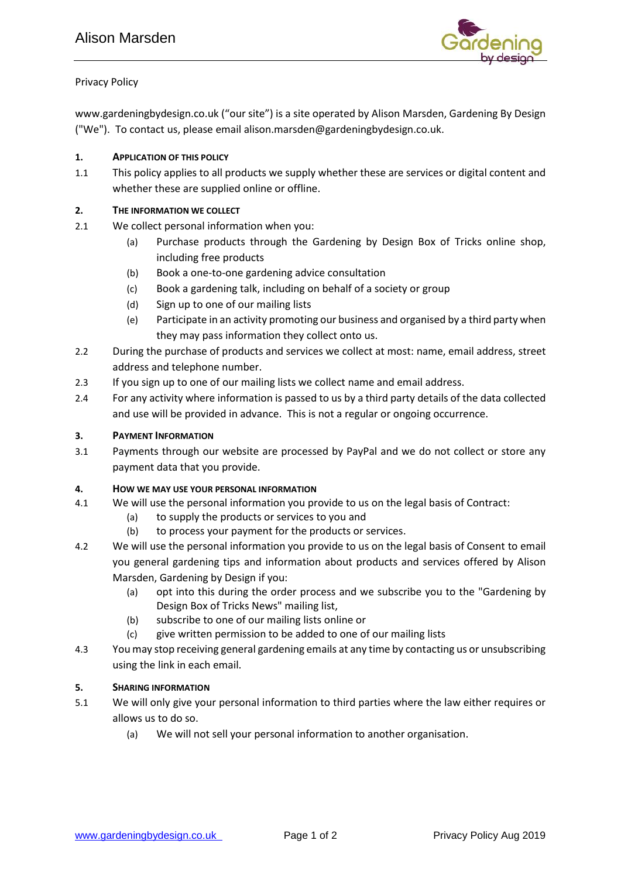Privacy Policy

www.gardeningbydesign.co.uk ("our site") is a site operated by Alison Marsden, Gardening By Design ("We"). To contact us, please email alison.marsden@gardeningbydesign.co.uk.

**1. APPLICATION OF THIS POLICY**

1.1 This policy applies to all products we supply whether these are services or digital content and whether these are supplied online or offline.

**2. THE INFORMATION WE COLLECT**

2.1 We collect personal information when you:

- (a) Purchase products through the Gardening by Design Box of Tricks online shop, including free products
- (b) Book a one-to-one gardening advice consultation
- (c) Book a gardening talk, including on behalf of a society or group
- (d) Sign up to one of our mailing lists
- (e) Participate in an activity promoting our business and organised by a third party when they may pass information they collect onto us.

2.2 During the purchase of products and services we collect at most: name, email address, street address and telephone number.

2.3 If you sign up to one of our mailing lists we collect name and email address.

2.4 For any activity where information is passed to us by a third party details of the data collected and use will be provided in advance. This is not a regular or ongoing occurrence.

**3. PAYMENT INFORMATION**

3.1 Payments through our website are processed by PayPal and we do not collect or store any payment data that you provide.

**4. HOW WE MAY USE YOUR PERSONAL INFORMATION**

4.1 We will use the personal information you provide to us on the legal basis of Contract:

- (a) to supply the products or services to you and
- (b) to process your payment for the products or services.

4.2 We will use the personal information you provide to us on the legal basis of Consent to email you general gardening tips and information about products and services offered by Alison Marsden, Gardening by Design if you:

- (a) opt into this during the order process and we subscribe you to the "Gardening by Design Box of Tricks News" mailing list,
- (b) subscribe to one of our mailing lists online or
- (c) give written permission to be added to one of our mailing lists

4.3 You may stop receiving general gardening emails at any time by contacting us or unsubscribing using the link in each email.

**5. SHARING INFORMATION**

5.1 We will only give your personal information to third parties where the law either requires or allows us to do so.

- (a) We will not sell your personal information to another organisation.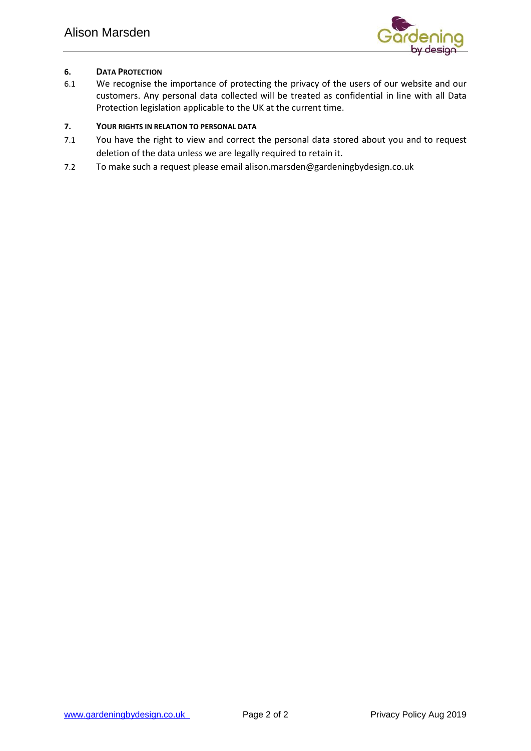## 6. DATA PROTECTION

6.1 We recognise the importance of protecting the privacy of the users of our website and our customers. Any personal data collected will be treated as confidential in line with all Data Protection legislation applicable to the UK at the current time.

## 7. YOUR RIGHTS IN RELATION TO PERSONAL DATA

7.1 You have the right to view and correct the personal data stored about you and to request deletion of the data unless we are legally required to retain it.

7.2 To make such a request please email alison.marsden@gardeningbydesign.co.uk